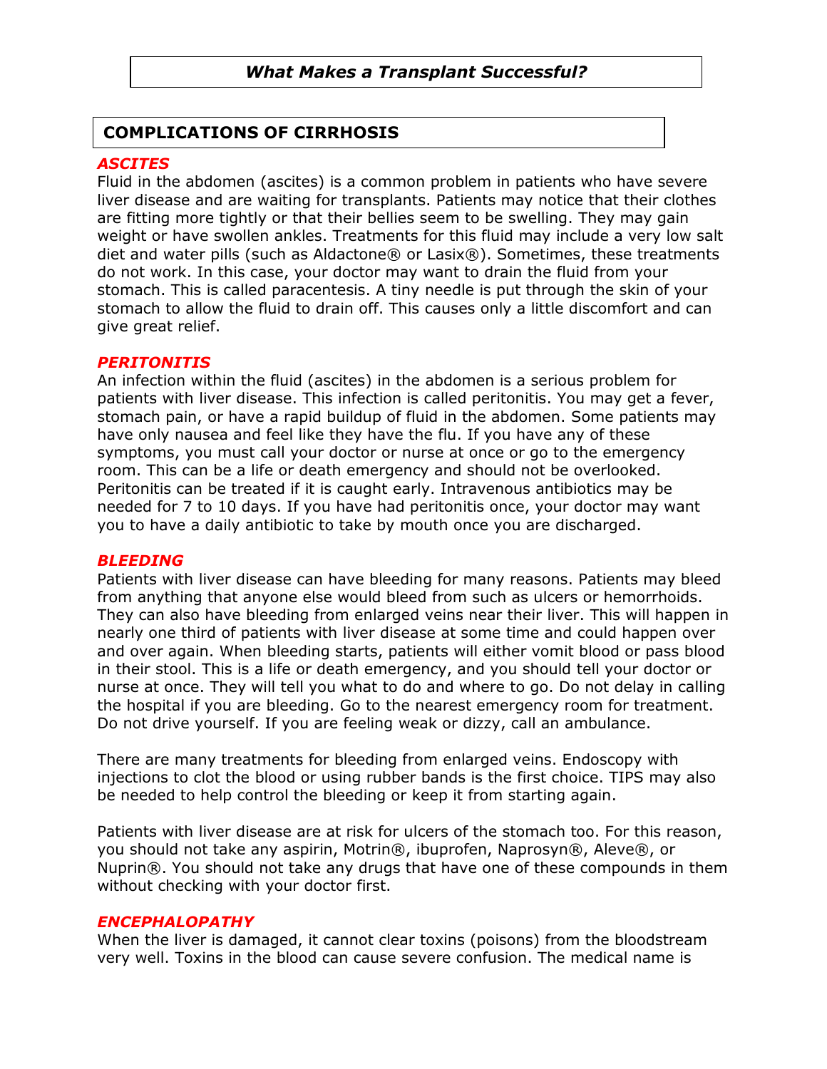# *What Makes a Transplant Successful?*

## COMPLICATIONS OF CIRRHOSIS

### *ASCITES*

Fluid in the abdomen (ascites) is a common problem in patients who have severe liver disease and are waiting for transplants. Patients may notice that their clothes are fitting more tightly or that their bellies seem to be swelling. They may gain weight or have swollen ankles. Treatments for this fluid may include a very low salt diet and water pills (such as Aldactone® or Lasix®). Sometimes, these treatments do not work. In this case, your doctor may want to drain the fluid from your stomach. This is called paracentesis. A tiny needle is put through the skin of your stomach to allow the fluid to drain off. This causes only a little discomfort and can give great relief.

### *PERITONITIS*

An infection within the fluid (ascites) in the abdomen is a serious problem for patients with liver disease. This infection is called peritonitis. You may get a fever, stomach pain, or have a rapid buildup of fluid in the abdomen. Some patients may have only nausea and feel like they have the flu. If you have any of these symptoms, you must call your doctor or nurse at once or go to the emergency room. This can be a life or death emergency and should not be overlooked. Peritonitis can be treated if it is caught early. Intravenous antibiotics may be needed for 7 to 10 days. If you have had peritonitis once, your doctor may want you to have a daily antibiotic to take by mouth once you are discharged.

### *BLEEDING*

Patients with liver disease can have bleeding for many reasons. Patients may bleed from anything that anyone else would bleed from such as ulcers or hemorrhoids. They can also have bleeding from enlarged veins near their liver. This will happen in nearly one third of patients with liver disease at some time and could happen over and over again. When bleeding starts, patients will either vomit blood or pass blood in their stool. This is a life or death emergency, and you should tell your doctor or nurse at once. They will tell you what to do and where to go. Do not delay in calling the hospital if you are bleeding. Go to the nearest emergency room for treatment. Do not drive yourself. If you are feeling weak or dizzy, call an ambulance.

There are many treatments for bleeding from enlarged veins. Endoscopy with injections to clot the blood or using rubber bands is the first choice. TIPS may also be needed to help control the bleeding or keep it from starting again.

Patients with liver disease are at risk for ulcers of the stomach too. For this reason, you should not take any aspirin, Motrin®, ibuprofen, Naprosyn®, Aleve®, or Nuprin®. You should not take any drugs that have one of these compounds in them without checking with your doctor first.

### *ENCEPHALOPATHY*

When the liver is damaged, it cannot clear toxins (poisons) from the bloodstream very well. Toxins in the blood can cause severe confusion. The medical name is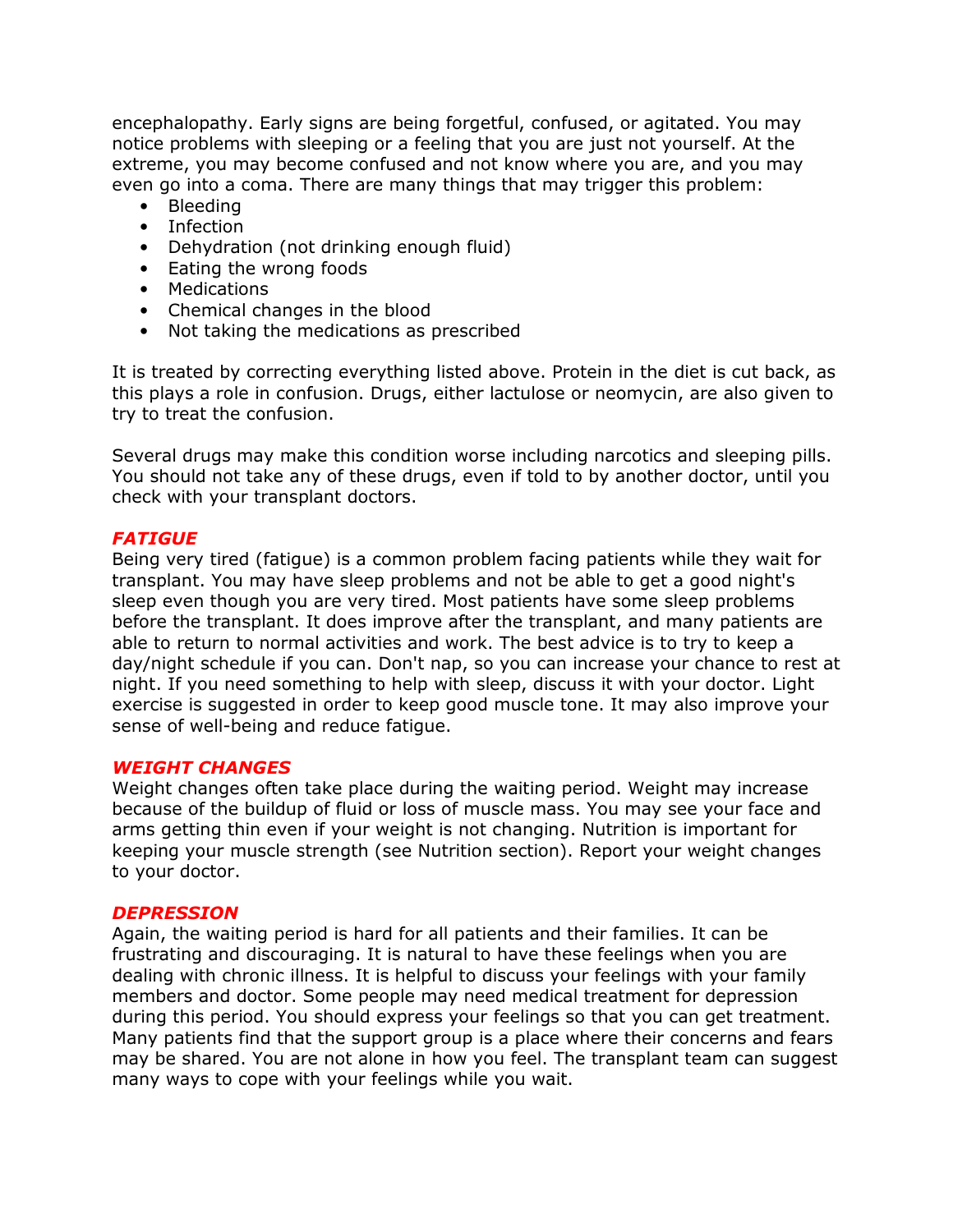encephalopathy. Early signs are being forgetful, confused, or agitated. You may notice problems with sleeping or a feeling that you are just not yourself. At the extreme, you may become confused and not know where you are, and you may even go into a coma. There are many things that may trigger this problem:

- Bleeding
- Infection
- Dehydration (not drinking enough fluid)
- Eating the wrong foods
- Medications
- Chemical changes in the blood
- Not taking the medications as prescribed

It is treated by correcting everything listed above. Protein in the diet is cut back, as this plays a role in confusion. Drugs, either lactulose or neomycin, are also given to try to treat the confusion.

Several drugs may make this condition worse including narcotics and sleeping pills. You should not take any of these drugs, even if told to by another doctor, until you check with your transplant doctors.

### *FATIGUE*

Being very tired (fatigue) is a common problem facing patients while they wait for transplant. You may have sleep problems and not be able to get a good night's sleep even though you are very tired. Most patients have some sleep problems before the transplant. It does improve after the transplant, and many patients are able to return to normal activities and work. The best advice is to try to keep a day/night schedule if you can. Don't nap, so you can increase your chance to rest at night. If you need something to help with sleep, discuss it with your doctor. Light exercise is suggested in order to keep good muscle tone. It may also improve your sense of well-being and reduce fatigue.

### *WEIGHT CHANGES*

Weight changes often take place during the waiting period. Weight may increase because of the buildup of fluid or loss of muscle mass. You may see your face and arms getting thin even if your weight is not changing. Nutrition is important for keeping your muscle strength (see Nutrition section). Report your weight changes to your doctor.

### *DEPRESSION*

Again, the waiting period is hard for all patients and their families. It can be frustrating and discouraging. It is natural to have these feelings when you are dealing with chronic illness. It is helpful to discuss your feelings with your family members and doctor. Some people may need medical treatment for depression during this period. You should express your feelings so that you can get treatment. Many patients find that the support group is a place where their concerns and fears may be shared. You are not alone in how you feel. The transplant team can suggest many ways to cope with your feelings while you wait.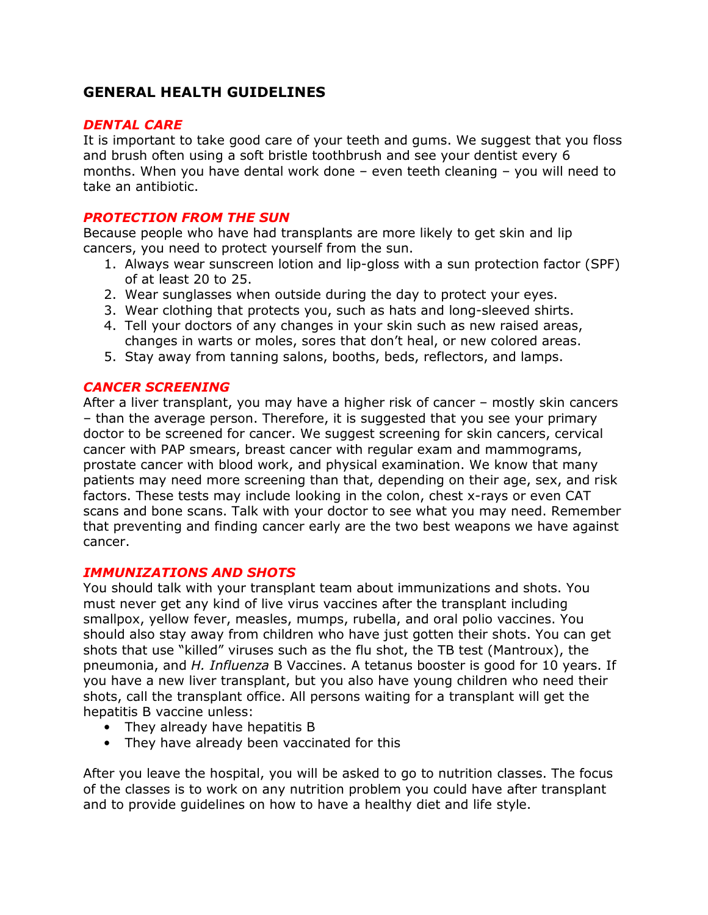# GENERAL HEALTH GUIDELINES

## *DENTAL CARE*

It is important to take good care of your teeth and gums. We suggest that you floss and brush often using a soft bristle toothbrush and see your dentist every 6 months. When you have dental work done – even teeth cleaning – you will need to take an antibiotic.

## *PROTECTION FROM THE SUN*

Because people who have had transplants are more likely to get skin and lip cancers, you need to protect yourself from the sun.

1. Always wear sunscreen lotion and lip-gloss with a sun protection factor (SPF) of at least 20 to 25.
2. Wear sunglasses when outside during the day to protect your eyes.
3. Wear clothing that protects you, such as hats and long-sleeved shirts.
4. Tell your doctors of any changes in your skin such as new raised areas, changes in warts or moles, sores that don't heal, or new colored areas.
5. Stay away from tanning salons, booths, beds, reflectors, and lamps.

## *CANCER SCREENING*

After a liver transplant, you may have a higher risk of cancer – mostly skin cancers – than the average person. Therefore, it is suggested that you see your primary doctor to be screened for cancer. We suggest screening for skin cancers, cervical cancer with PAP smears, breast cancer with regular exam and mammograms, prostate cancer with blood work, and physical examination. We know that many patients may need more screening than that, depending on their age, sex, and risk factors. These tests may include looking in the colon, chest x-rays or even CAT scans and bone scans. Talk with your doctor to see what you may need. Remember that preventing and finding cancer early are the two best weapons we have against cancer.

## *IMMUNIZATIONS AND SHOTS*

You should talk with your transplant team about immunizations and shots. You must never get any kind of live virus vaccines after the transplant including smallpox, yellow fever, measles, mumps, rubella, and oral polio vaccines. You should also stay away from children who have just gotten their shots. You can get shots that use "killed" viruses such as the flu shot, the TB test (Mantroux), the pneumonia, and *H. Influenza* B Vaccines. A tetanus booster is good for 10 years. If you have a new liver transplant, but you also have young children who need their shots, call the transplant office. All persons waiting for a transplant will get the hepatitis B vaccine unless:

- They already have hepatitis B
- They have already been vaccinated for this

After you leave the hospital, you will be asked to go to nutrition classes. The focus of the classes is to work on any nutrition problem you could have after transplant and to provide guidelines on how to have a healthy diet and life style.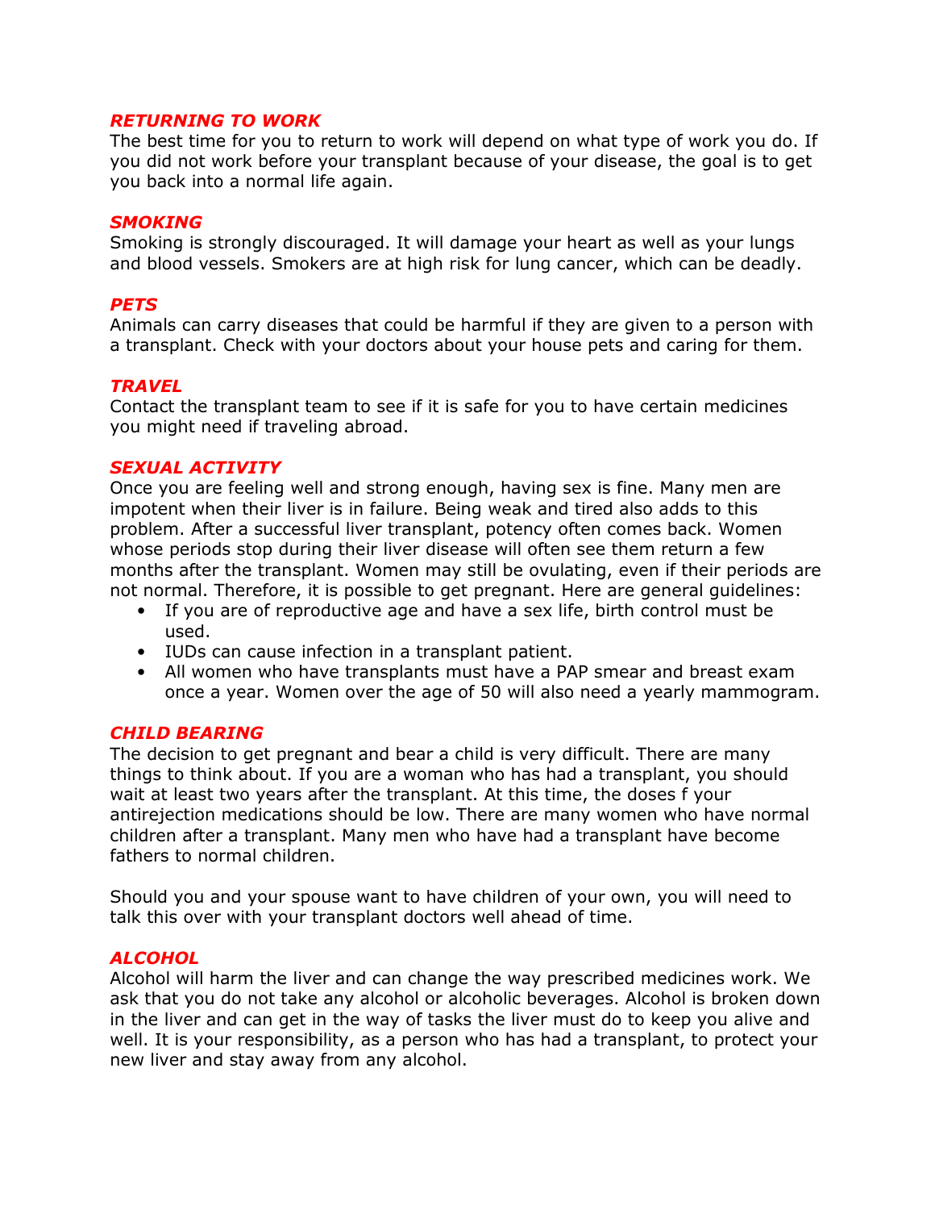### *RETURNING TO WORK*

The best time for you to return to work will depend on what type of work you do. If you did not work before your transplant because of your disease, the goal is to get you back into a normal life again.

### *SMOKING*

Smoking is strongly discouraged. It will damage your heart as well as your lungs and blood vessels. Smokers are at high risk for lung cancer, which can be deadly.

### *PETS*

Animals can carry diseases that could be harmful if they are given to a person with a transplant. Check with your doctors about your house pets and caring for them.

### *TRAVEL*

Contact the transplant team to see if it is safe for you to have certain medicines you might need if traveling abroad.

### *SEXUAL ACTIVITY*

Once you are feeling well and strong enough, having sex is fine. Many men are impotent when their liver is in failure. Being weak and tired also adds to this problem. After a successful liver transplant, potency often comes back. Women whose periods stop during their liver disease will often see them return a few months after the transplant. Women may still be ovulating, even if their periods are not normal. Therefore, it is possible to get pregnant. Here are general guidelines:

- If you are of reproductive age and have a sex life, birth control must be used.
- IUDs can cause infection in a transplant patient.
- All women who have transplants must have a PAP smear and breast exam once a year. Women over the age of 50 will also need a yearly mammogram.

### *CHILD BEARING*

The decision to get pregnant and bear a child is very difficult. There are many things to think about. If you are a woman who has had a transplant, you should wait at least two years after the transplant. At this time, the doses f your antirejection medications should be low. There are many women who have normal children after a transplant. Many men who have had a transplant have become fathers to normal children.

Should you and your spouse want to have children of your own, you will need to talk this over with your transplant doctors well ahead of time.

### *ALCOHOL*

Alcohol will harm the liver and can change the way prescribed medicines work. We ask that you do not take any alcohol or alcoholic beverages. Alcohol is broken down in the liver and can get in the way of tasks the liver must do to keep you alive and well. It is your responsibility, as a person who has had a transplant, to protect your new liver and stay away from any alcohol.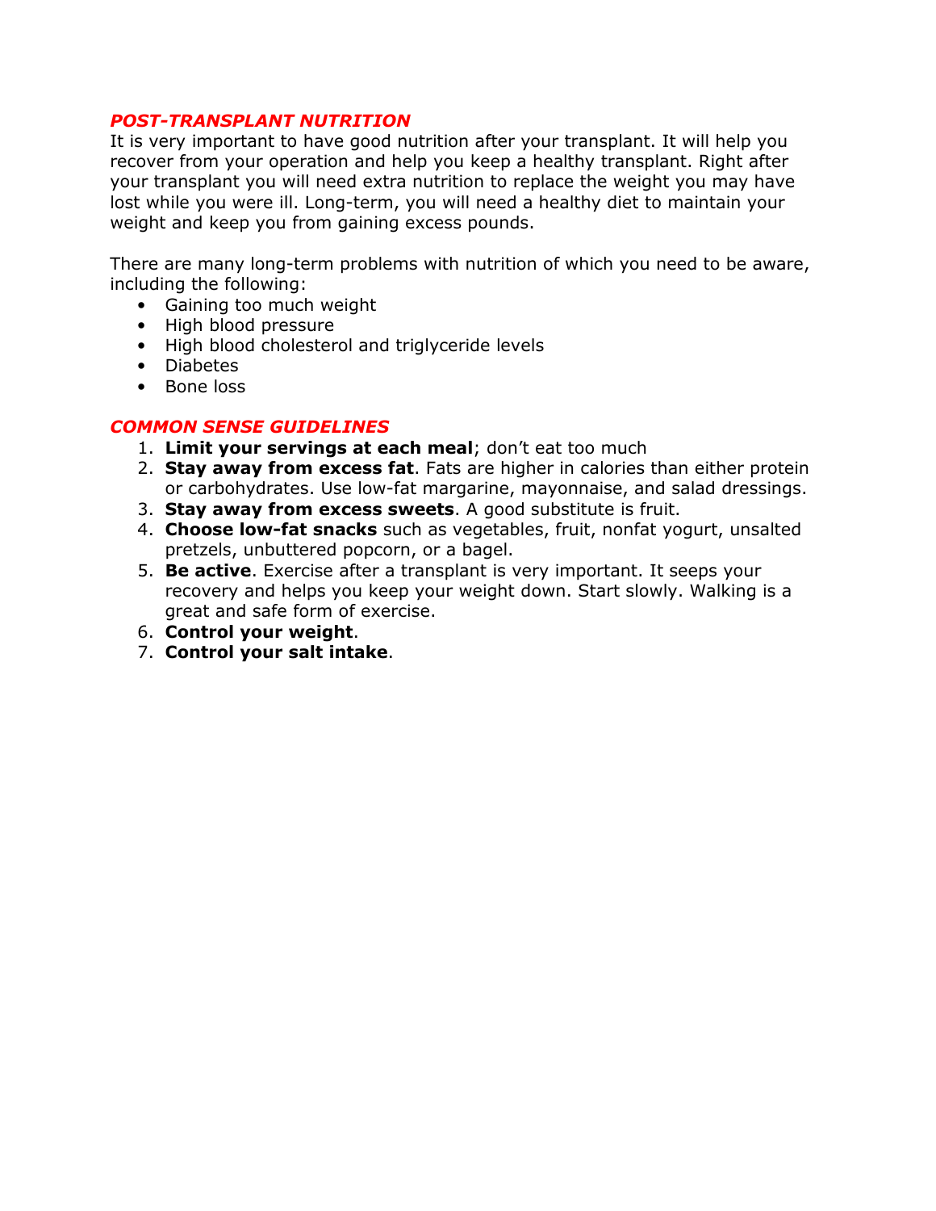## *POST-TRANSPLANT NUTRITION*

It is very important to have good nutrition after your transplant. It will help you recover from your operation and help you keep a healthy transplant. Right after your transplant you will need extra nutrition to replace the weight you may have lost while you were ill. Long-term, you will need a healthy diet to maintain your weight and keep you from gaining excess pounds.

There are many long-term problems with nutrition of which you need to be aware, including the following:

- Gaining too much weight
- High blood pressure
- High blood cholesterol and triglyceride levels
- Diabetes
- Bone loss

## *COMMON SENSE GUIDELINES*

1. **Limit your servings at each meal**; don't eat too much
2. **Stay away from excess fat**. Fats are higher in calories than either protein or carbohydrates. Use low-fat margarine, mayonnaise, and salad dressings.
3. **Stay away from excess sweets**. A good substitute is fruit.
4. **Choose low-fat snacks** such as vegetables, fruit, nonfat yogurt, unsalted pretzels, unbuttered popcorn, or a bagel.
5. **Be active**. Exercise after a transplant is very important. It seeps your recovery and helps you keep your weight down. Start slowly. Walking is a great and safe form of exercise.
6. **Control your weight**.
7. **Control your salt intake**.